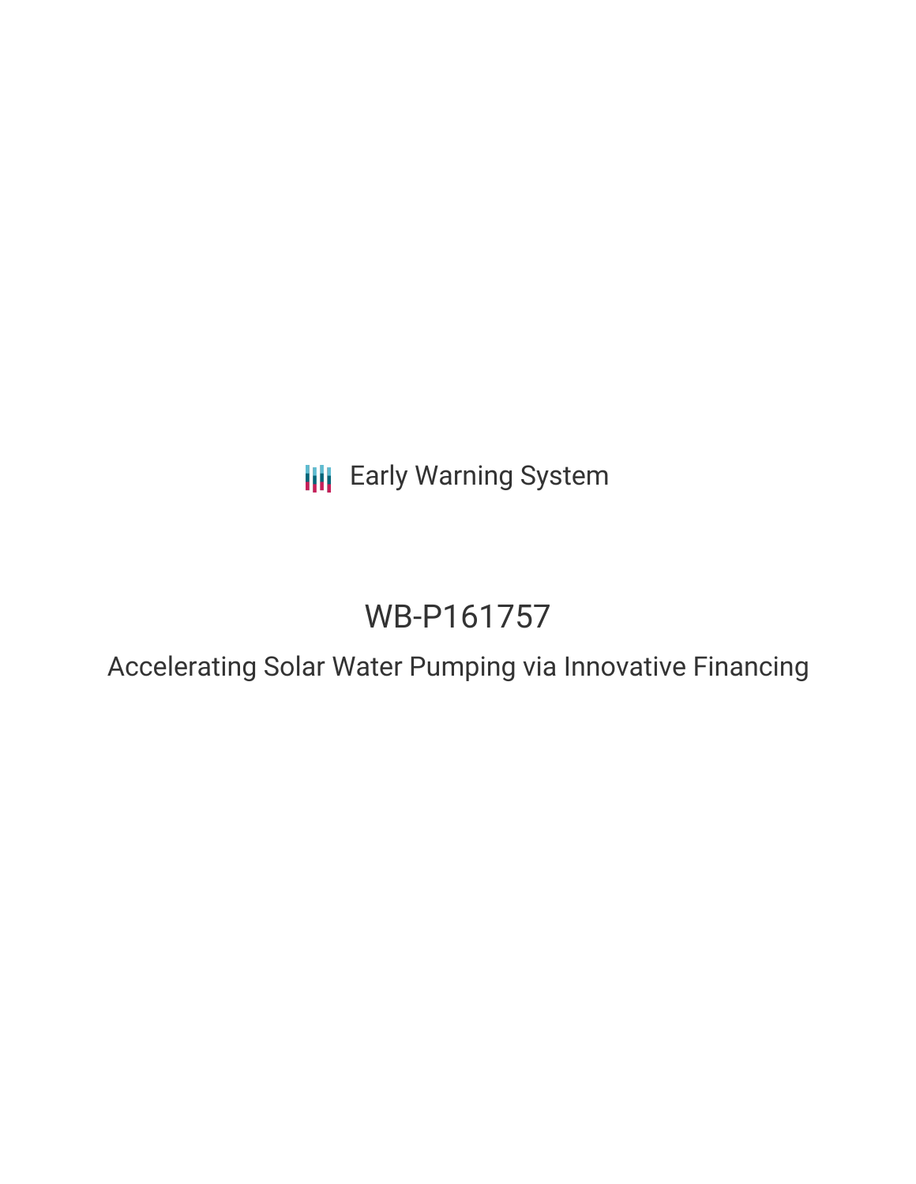Early Warning System

# WB-P161757

## Accelerating Solar Water Pumping via Innovative Financing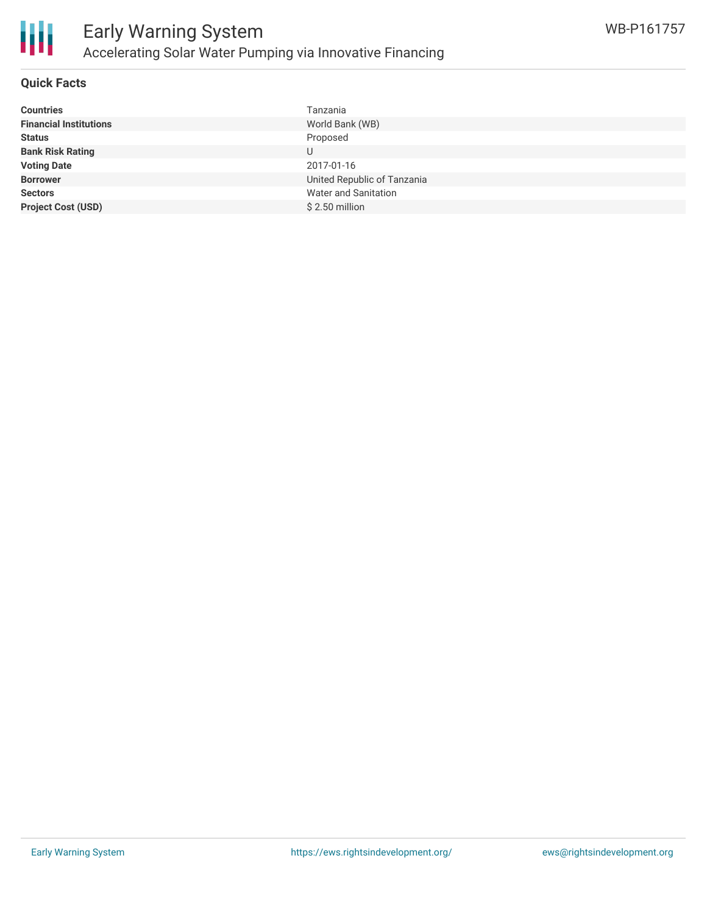# Early Warning System

## Accelerating Solar Water Pumping via Innovative Financing

WB-P161757

### Quick Facts

| | |
|---|---|
| **Countries** | Tanzania |
| **Financial Institutions** | World Bank (WB) |
| **Status** | Proposed |
| **Bank Risk Rating** | U |
| **Voting Date** | 2017-01-16 |
| **Borrower** | United Republic of Tanzania |
| **Sectors** | Water and Sanitation |
| **Project Cost (USD)** | $ 2.50 million |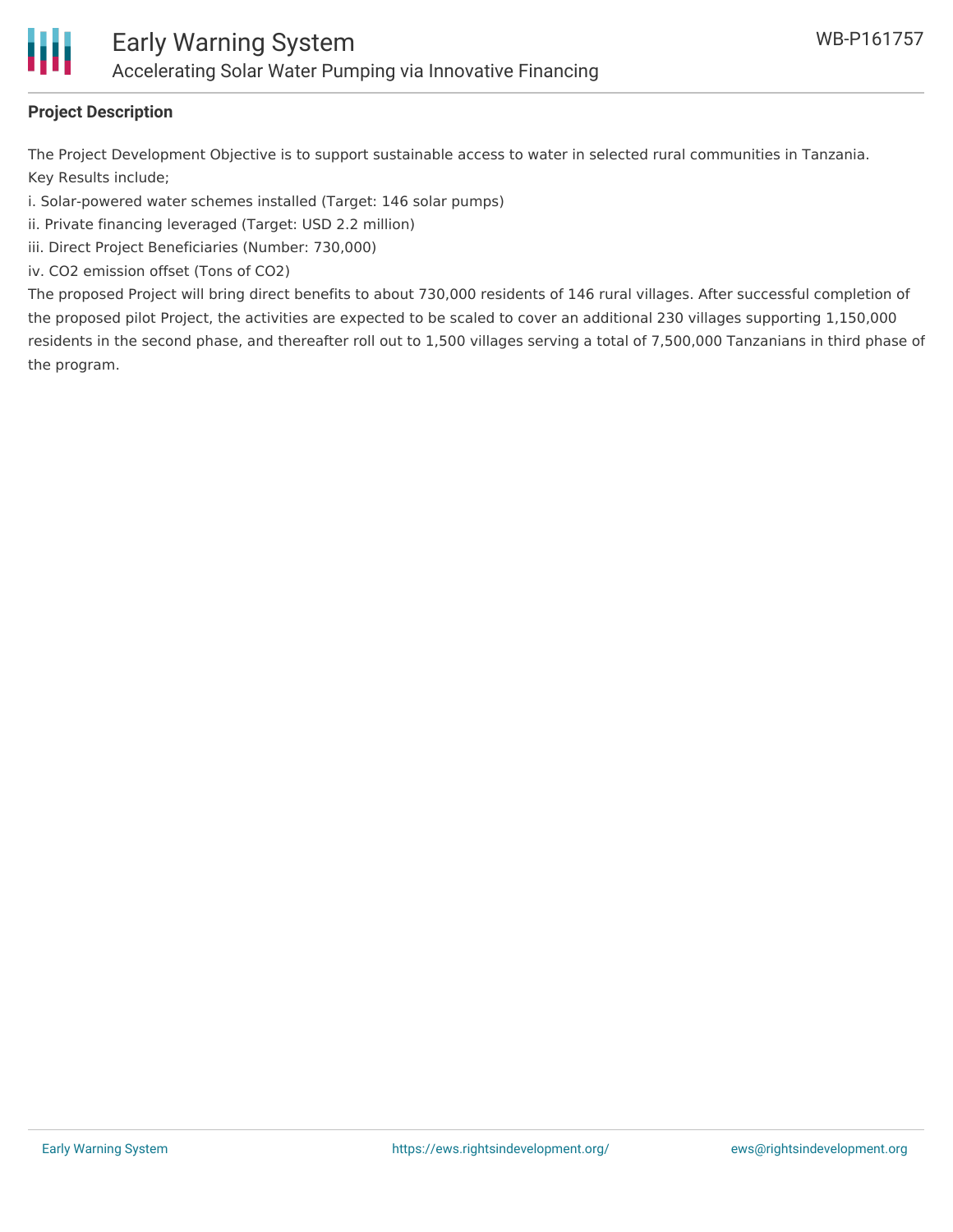## Project Description

The Project Development Objective is to support sustainable access to water in selected rural communities in Tanzania.

Key Results include;

i. Solar-powered water schemes installed (Target: 146 solar pumps)

ii. Private financing leveraged (Target: USD 2.2 million)

iii. Direct Project Beneficiaries (Number: 730,000)

iv. $CO_2$ emission offset (Tons of $CO_2$)

The proposed Project will bring direct benefits to about 730,000 residents of 146 rural villages. After successful completion of the proposed pilot Project, the activities are expected to be scaled to cover an additional 230 villages supporting 1,150,000 residents in the second phase, and thereafter roll out to 1,500 villages serving a total of 7,500,000 Tanzanians in third phase of the program.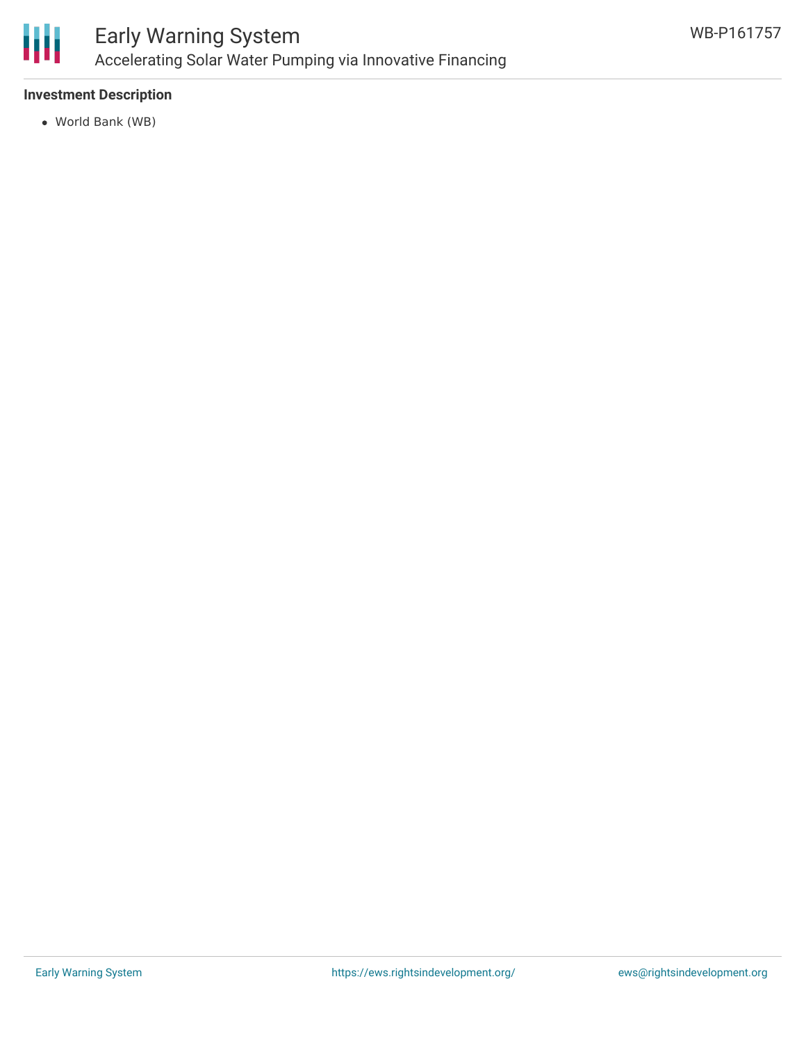### Investment Description

- World Bank (WB)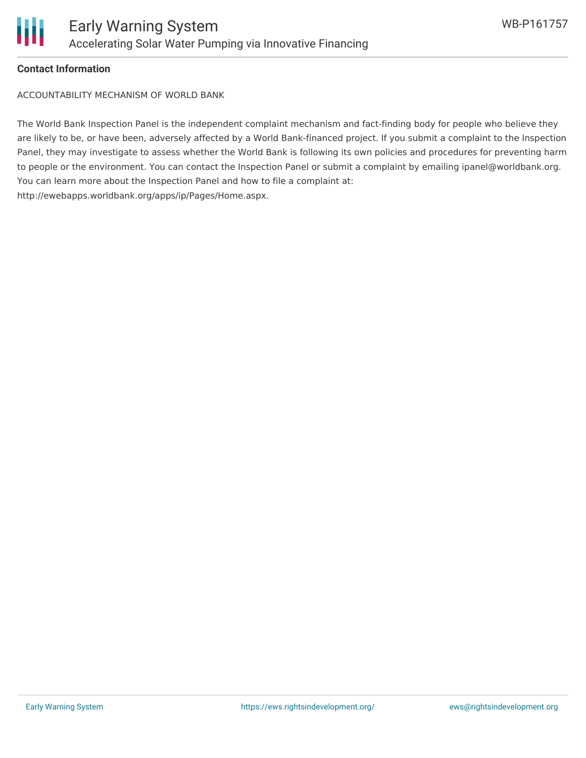#### Contact Information

ACCOUNTABILITY MECHANISM OF WORLD BANK

The World Bank Inspection Panel is the independent complaint mechanism and fact-finding body for people who believe they are likely to be, or have been, adversely affected by a World Bank-financed project. If you submit a complaint to the Inspection Panel, they may investigate to assess whether the World Bank is following its own policies and procedures for preventing harm to people or the environment. You can contact the Inspection Panel or submit a complaint by emailing ipanel@worldbank.org. You can learn more about the Inspection Panel and how to file a complaint at: http://ewebapps.worldbank.org/apps/ip/Pages/Home.aspx.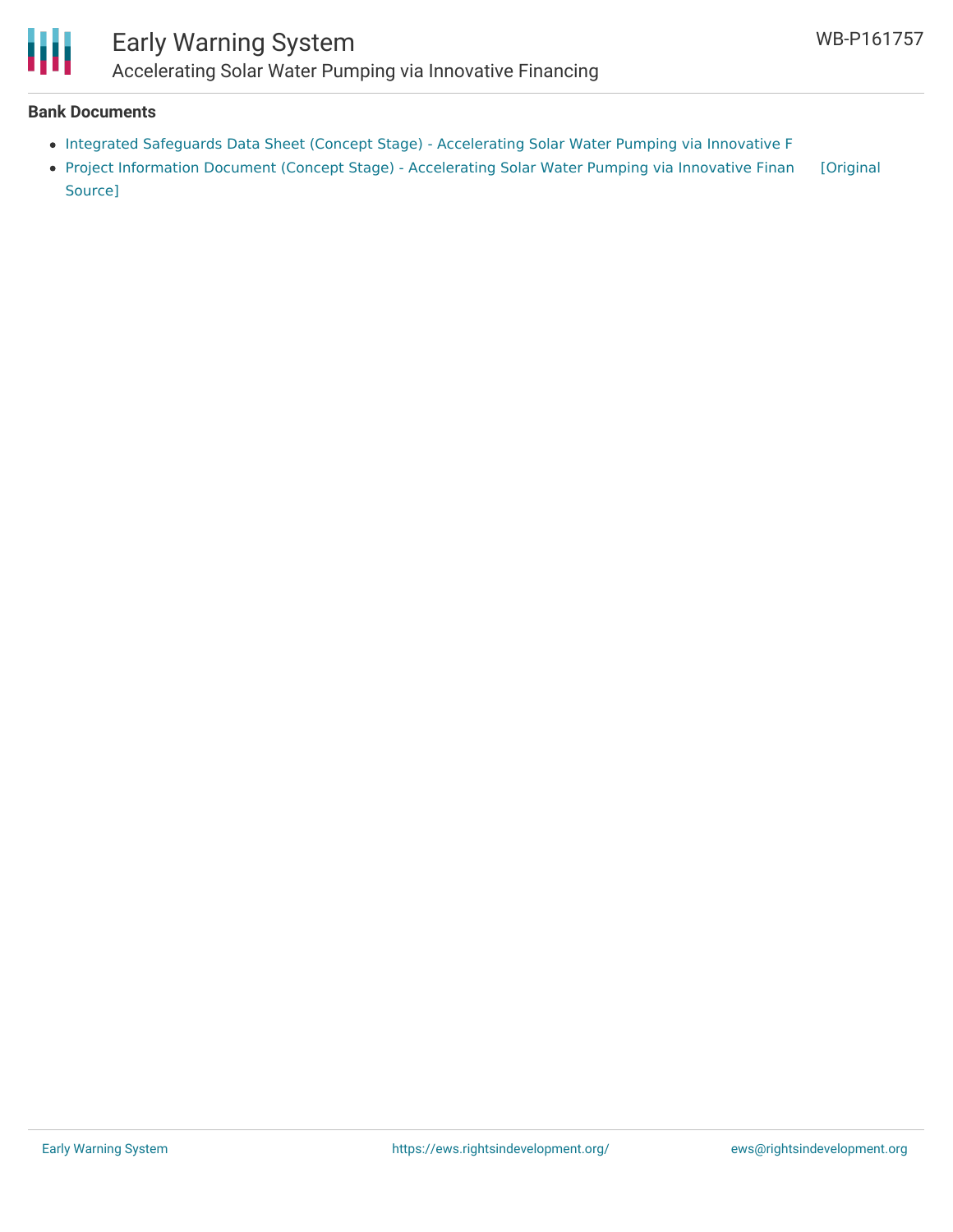**Bank Documents**

- Integrated Safeguards Data Sheet (Concept Stage) - Accelerating Solar Water Pumping via Innovative F
- Project Information Document (Concept Stage) - Accelerating Solar Water Pumping via Innovative Finan [Original Source]